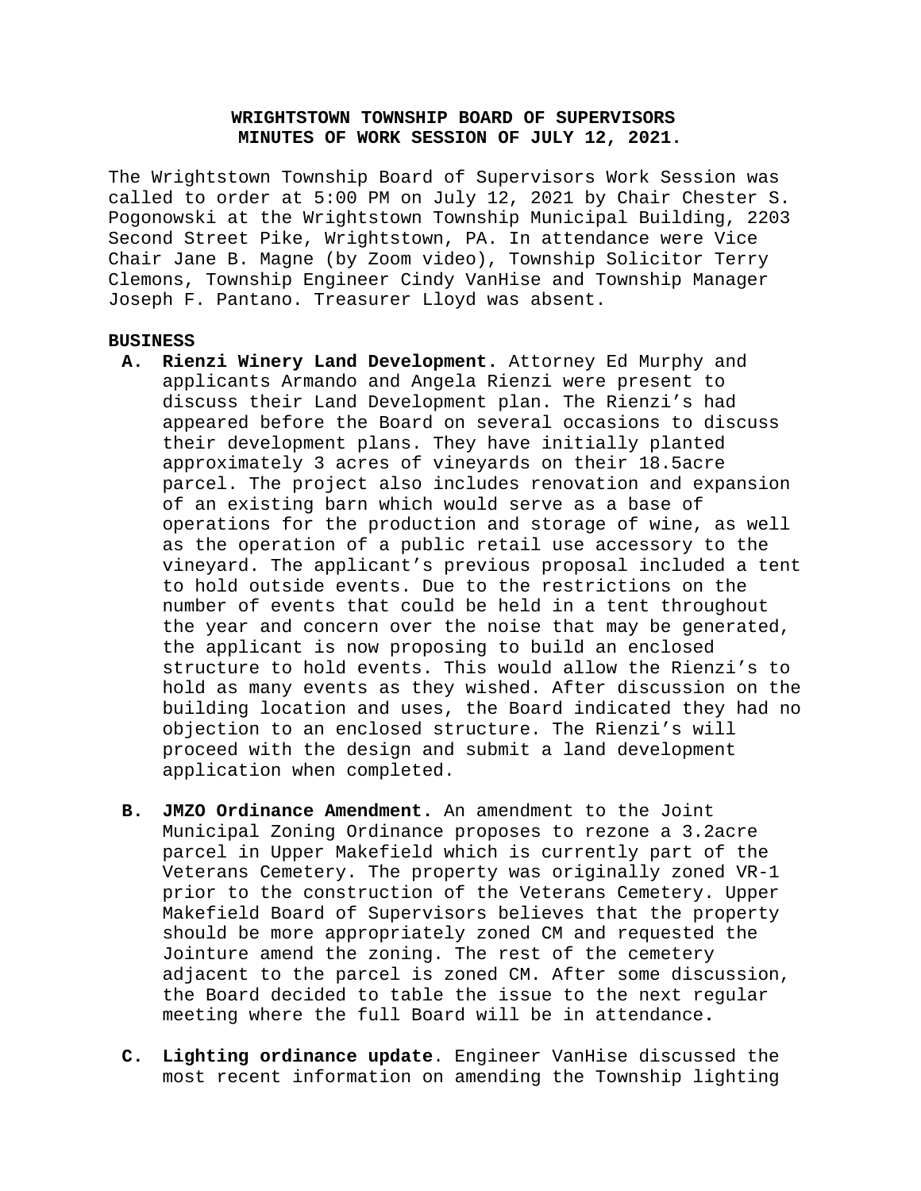**WRIGHTSTOWN TOWNSHIP BOARD OF SUPERVISORS**
**MINUTES OF WORK SESSION OF JULY 12, 2021.**

The Wrightstown Township Board of Supervisors Work Session was called to order at 5:00 PM on July 12, 2021 by Chair Chester S. Pogonowski at the Wrightstown Township Municipal Building, 2203 Second Street Pike, Wrightstown, PA. In attendance were Vice Chair Jane B. Magne (by Zoom video), Township Solicitor Terry Clemons, Township Engineer Cindy VanHise and Township Manager Joseph F. Pantano. Treasurer Lloyd was absent.

**BUSINESS**

**A. Rienzi Winery Land Development.** Attorney Ed Murphy and applicants Armando and Angela Rienzi were present to discuss their Land Development plan. The Rienzi's had appeared before the Board on several occasions to discuss their development plans. They have initially planted approximately 3 acres of vineyards on their 18.5acre parcel. The project also includes renovation and expansion of an existing barn which would serve as a base of operations for the production and storage of wine, as well as the operation of a public retail use accessory to the vineyard. The applicant's previous proposal included a tent to hold outside events. Due to the restrictions on the number of events that could be held in a tent throughout the year and concern over the noise that may be generated, the applicant is now proposing to build an enclosed structure to hold events. This would allow the Rienzi's to hold as many events as they wished. After discussion on the building location and uses, the Board indicated they had no objection to an enclosed structure. The Rienzi's will proceed with the design and submit a land development application when completed.

**B. JMZO Ordinance Amendment.** An amendment to the Joint Municipal Zoning Ordinance proposes to rezone a 3.2acre parcel in Upper Makefield which is currently part of the Veterans Cemetery. The property was originally zoned VR-1 prior to the construction of the Veterans Cemetery. Upper Makefield Board of Supervisors believes that the property should be more appropriately zoned CM and requested the Jointure amend the zoning. The rest of the cemetery adjacent to the parcel is zoned CM. After some discussion, the Board decided to table the issue to the next regular meeting where the full Board will be in attendance.

**C. Lighting ordinance update**. Engineer VanHise discussed the most recent information on amending the Township lighting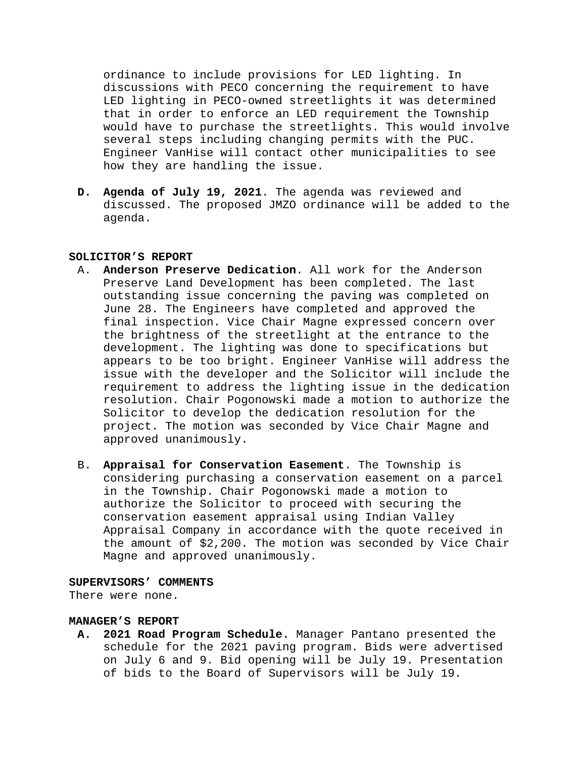ordinance to include provisions for LED lighting. In discussions with PECO concerning the requirement to have LED lighting in PECO-owned streetlights it was determined that in order to enforce an LED requirement the Township would have to purchase the streetlights. This would involve several steps including changing permits with the PUC. Engineer VanHise will contact other municipalities to see how they are handling the issue.

**D. Agenda of July 19, 2021**. The agenda was reviewed and discussed. The proposed JMZO ordinance will be added to the agenda.

**SOLICITOR'S REPORT**

A. **Anderson Preserve Dedication**. All work for the Anderson Preserve Land Development has been completed. The last outstanding issue concerning the paving was completed on June 28. The Engineers have completed and approved the final inspection. Vice Chair Magne expressed concern over the brightness of the streetlight at the entrance to the development. The lighting was done to specifications but appears to be too bright. Engineer VanHise will address the issue with the developer and the Solicitor will include the requirement to address the lighting issue in the dedication resolution. Chair Pogonowski made a motion to authorize the Solicitor to develop the dedication resolution for the project. The motion was seconded by Vice Chair Magne and approved unanimously.

B. **Appraisal for Conservation Easement**. The Township is considering purchasing a conservation easement on a parcel in the Township. Chair Pogonowski made a motion to authorize the Solicitor to proceed with securing the conservation easement appraisal using Indian Valley Appraisal Company in accordance with the quote received in the amount of $2,200. The motion was seconded by Vice Chair Magne and approved unanimously.

**SUPERVISORS' COMMENTS**

There were none.

**MANAGER'S REPORT**

**A. 2021 Road Program Schedule.** Manager Pantano presented the schedule for the 2021 paving program. Bids were advertised on July 6 and 9. Bid opening will be July 19. Presentation of bids to the Board of Supervisors will be July 19.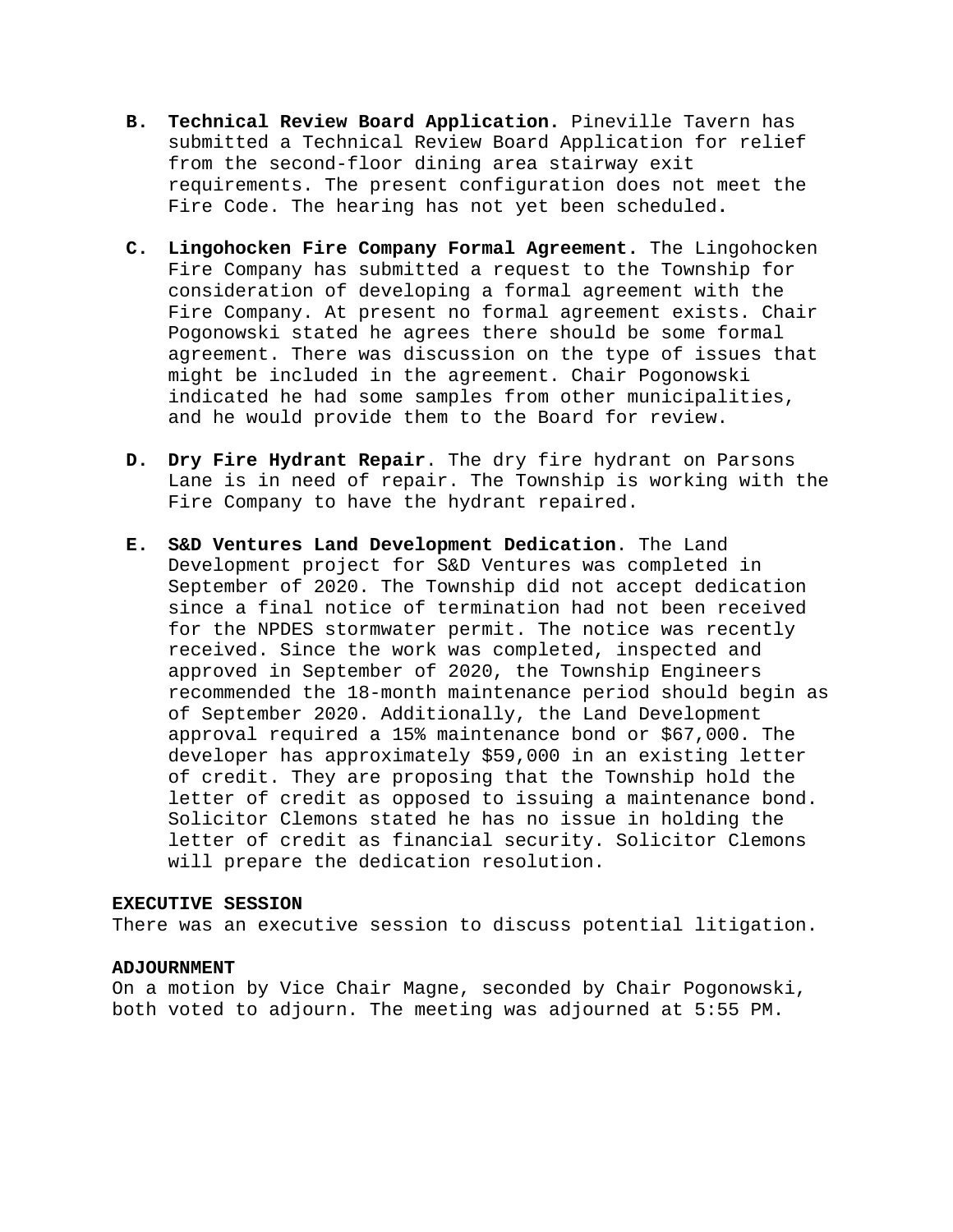**B. Technical Review Board Application.** Pineville Tavern has submitted a Technical Review Board Application for relief from the second-floor dining area stairway exit requirements. The present configuration does not meet the Fire Code. The hearing has not yet been scheduled.

**C. Lingohocken Fire Company Formal Agreement.** The Lingohocken Fire Company has submitted a request to the Township for consideration of developing a formal agreement with the Fire Company. At present no formal agreement exists. Chair Pogonowski stated he agrees there should be some formal agreement. There was discussion on the type of issues that might be included in the agreement. Chair Pogonowski indicated he had some samples from other municipalities, and he would provide them to the Board for review.

**D. Dry Fire Hydrant Repair**. The dry fire hydrant on Parsons Lane is in need of repair. The Township is working with the Fire Company to have the hydrant repaired.

**E. S&D Ventures Land Development Dedication**. The Land Development project for S&D Ventures was completed in September of 2020. The Township did not accept dedication since a final notice of termination had not been received for the NPDES stormwater permit. The notice was recently received. Since the work was completed, inspected and approved in September of 2020, the Township Engineers recommended the 18-month maintenance period should begin as of September 2020. Additionally, the Land Development approval required a 15% maintenance bond or $67,000. The developer has approximately $59,000 in an existing letter of credit. They are proposing that the Township hold the letter of credit as opposed to issuing a maintenance bond. Solicitor Clemons stated he has no issue in holding the letter of credit as financial security. Solicitor Clemons will prepare the dedication resolution.

**EXECUTIVE SESSION**

There was an executive session to discuss potential litigation.

**ADJOURNMENT**

On a motion by Vice Chair Magne, seconded by Chair Pogonowski, both voted to adjourn. The meeting was adjourned at 5:55 PM.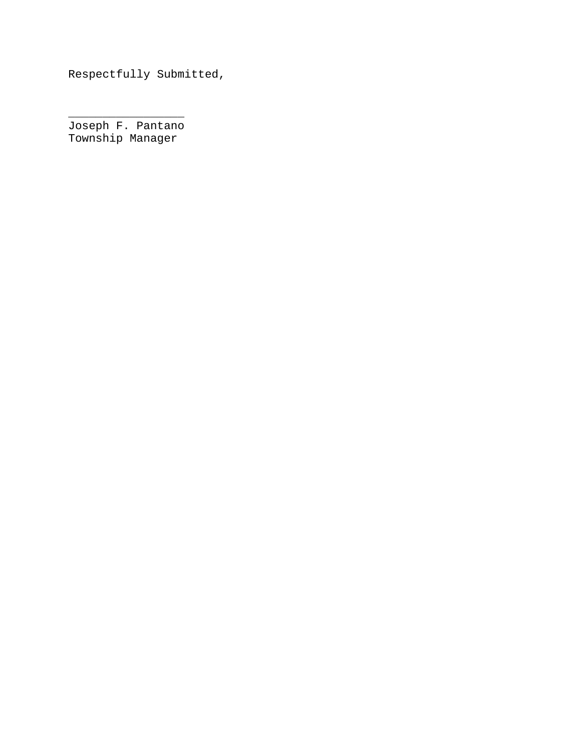Respectfully Submitted,

_________________
Joseph F. Pantano
Township Manager